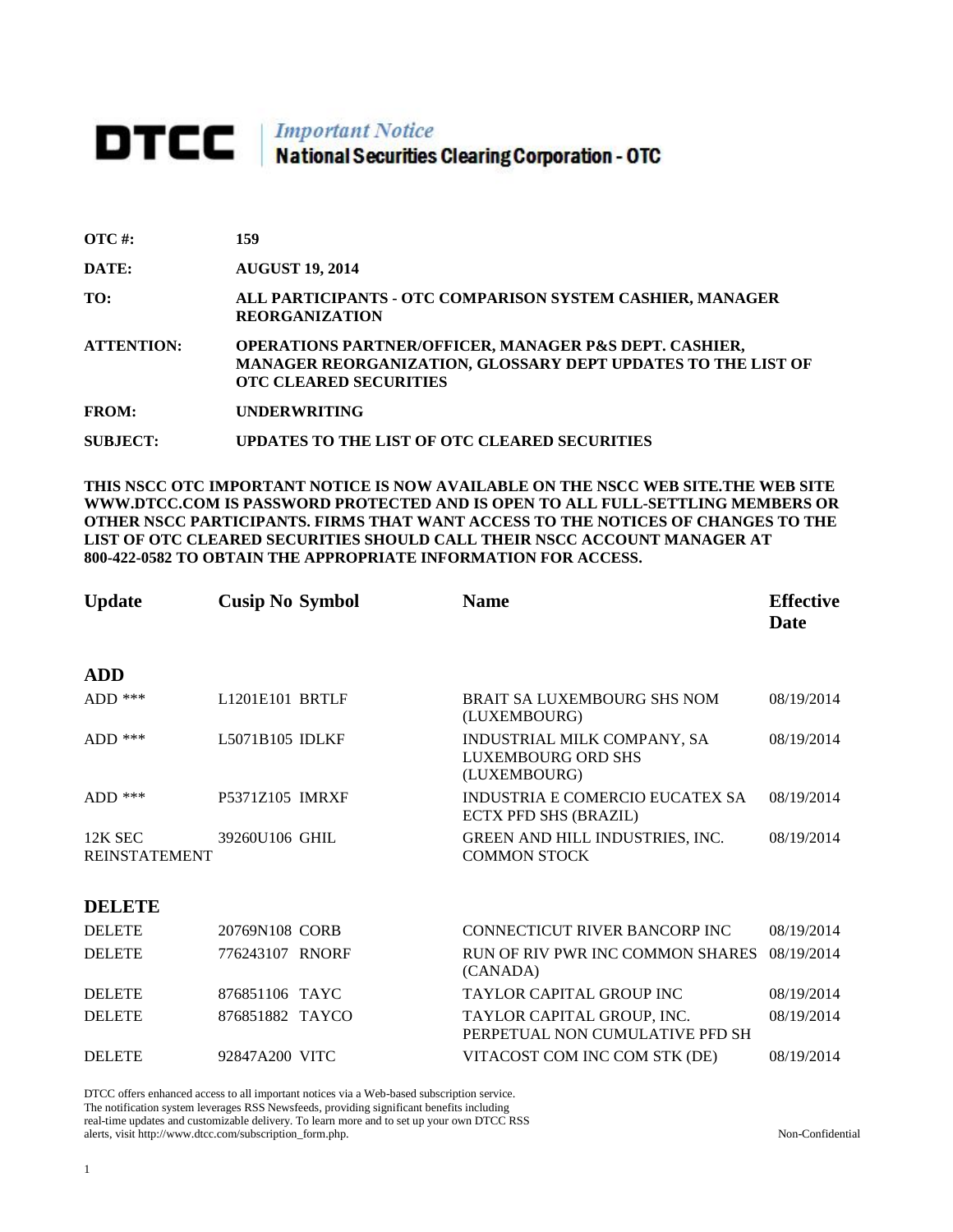# DTCC | *Important Notice* National Securities Clearing Corporation - OTC

| | |
|---|---|
| **OTC #:** | **159** |
| **DATE:** | **AUGUST 19, 2014** |
| **TO:** | **ALL PARTICIPANTS - OTC COMPARISON SYSTEM CASHIER, MANAGER REORGANIZATION** |
| **ATTENTION:** | **OPERATIONS PARTNER/OFFICER, MANAGER P&S DEPT. CASHIER, MANAGER REORGANIZATION, GLOSSARY DEPT UPDATES TO THE LIST OF OTC CLEARED SECURITIES** |
| **FROM:** | **UNDERWRITING** |
| **SUBJECT:** | **UPDATES TO THE LIST OF OTC CLEARED SECURITIES** |

**THIS NSCC OTC IMPORTANT NOTICE IS NOW AVAILABLE ON THE NSCC WEB SITE.THE WEB SITE WWW.DTCC.COM IS PASSWORD PROTECTED AND IS OPEN TO ALL FULL-SETTLING MEMBERS OR OTHER NSCC PARTICIPANTS. FIRMS THAT WANT ACCESS TO THE NOTICES OF CHANGES TO THE LIST OF OTC CLEARED SECURITIES SHOULD CALL THEIR NSCC ACCOUNT MANAGER AT 800-422-0582 TO OBTAIN THE APPROPRIATE INFORMATION FOR ACCESS.**

| Update | Cusip No | Symbol | Name | Effective Date |
|---|---|---|---|---|
| **ADD** | | | | |
| ADD *** | L1201E101 | BRTLF | BRAIT SA LUXEMBOURG SHS NOM (LUXEMBOURG) | 08/19/2014 |
| ADD *** | L5071B105 | IDLKF | INDUSTRIAL MILK COMPANY, SA LUXEMBOURG ORD SHS (LUXEMBOURG) | 08/19/2014 |
| ADD *** | P5371Z105 | IMRXF | INDUSTRIA E COMERCIO EUCATEX SA ECTX PFD SHS (BRAZIL) | 08/19/2014 |
| 12K SEC REINSTATEMENT | 39260U106 | GHIL | GREEN AND HILL INDUSTRIES, INC. COMMON STOCK | 08/19/2014 |
| **DELETE** | | | | |
| DELETE | 20769N108 | CORB | CONNECTICUT RIVER BANCORP INC | 08/19/2014 |
| DELETE | 776243107 | RNORF | RUN OF RIV PWR INC COMMON SHARES (CANADA) | 08/19/2014 |
| DELETE | 876851106 | TAYC | TAYLOR CAPITAL GROUP INC | 08/19/2014 |
| DELETE | 876851882 | TAYCO | TAYLOR CAPITAL GROUP, INC. PERPETUAL NON CUMULATIVE PFD SH | 08/19/2014 |
| DELETE | 92847A200 | VITC | VITACOST COM INC COM STK (DE) | 08/19/2014 |

DTCC offers enhanced access to all important notices via a Web-based subscription service. The notification system leverages RSS Newsfeeds, providing significant benefits including real-time updates and customizable delivery. To learn more and to set up your own DTCC RSS alerts, visit http://www.dtcc.com/subscription_form.php.

Non-Confidential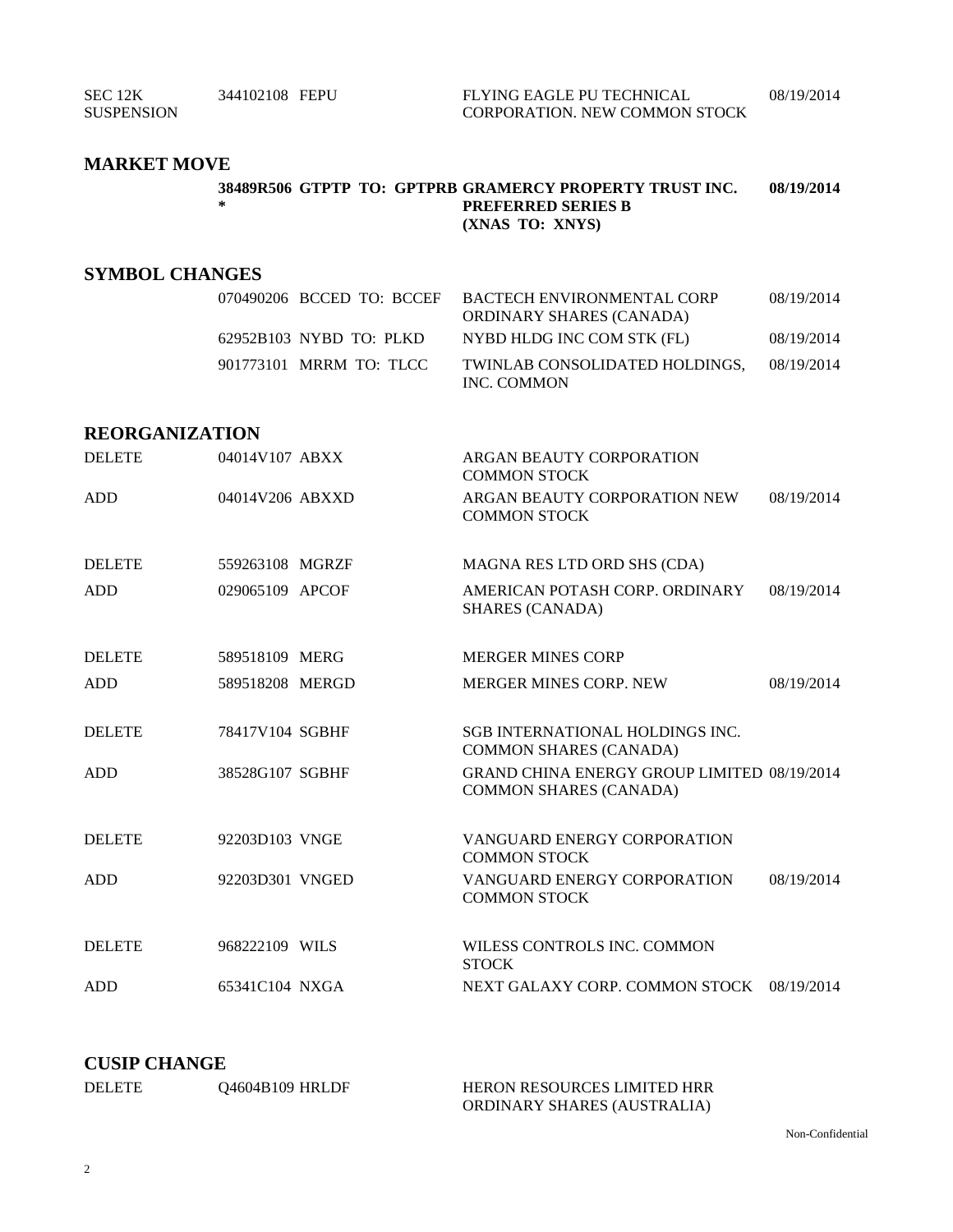| | | | |
|---|---|---|---|
| SEC 12K SUSPENSION | 344102108 FEPU | FLYING EAGLE PU TECHNICAL CORPORATION. NEW COMMON STOCK | 08/19/2014 |

## MARKET MOVE

| | | | |
|---|---|---|---|
| | **38489R506 GTPTP TO: GPTPRB *** | **GRAMERCY PROPERTY TRUST INC. PREFERRED SERIES B (XNAS TO: XNYS)** | **08/19/2014** |

## SYMBOL CHANGES

| | | | |
|---|---|---|---|
| | 070490206 BCCED TO: BCCEF | BACTECH ENVIRONMENTAL CORP ORDINARY SHARES (CANADA) | 08/19/2014 |
| | 62952B103 NYBD TO: PLKD | NYBD HLDG INC COM STK (FL) | 08/19/2014 |
| | 901773101 MRRM TO: TLCC | TWINLAB CONSOLIDATED HOLDINGS, INC. COMMON | 08/19/2014 |

## REORGANIZATION

| | | | |
|---|---|---|---|
| DELETE | 04014V107 ABXX | ARGAN BEAUTY CORPORATION COMMON STOCK | |
| ADD | 04014V206 ABXXD | ARGAN BEAUTY CORPORATION NEW COMMON STOCK | 08/19/2014 |
| DELETE | 559263108 MGRZF | MAGNA RES LTD ORD SHS (CDA) | |
| ADD | 029065109 APCOF | AMERICAN POTASH CORP. ORDINARY SHARES (CANADA) | 08/19/2014 |
| DELETE | 589518109 MERG | MERGER MINES CORP | |
| ADD | 589518208 MERGD | MERGER MINES CORP. NEW | 08/19/2014 |
| DELETE | 78417V104 SGBHF | SGB INTERNATIONAL HOLDINGS INC. COMMON SHARES (CANADA) | |
| ADD | 38528G107 SGBHF | GRAND CHINA ENERGY GROUP LIMITED COMMON SHARES (CANADA) | 08/19/2014 |
| DELETE | 92203D103 VNGE | VANGUARD ENERGY CORPORATION COMMON STOCK | |
| ADD | 92203D301 VNGED | VANGUARD ENERGY CORPORATION COMMON STOCK | 08/19/2014 |
| DELETE | 968222109 WILS | WILESS CONTROLS INC. COMMON STOCK | |
| ADD | 65341C104 NXGA | NEXT GALAXY CORP. COMMON STOCK | 08/19/2014 |

## CUSIP CHANGE

| | | | |
|---|---|---|---|
| DELETE | Q4604B109 HRLDF | HERON RESOURCES LIMITED HRR ORDINARY SHARES (AUSTRALIA) | |

Non-Confidential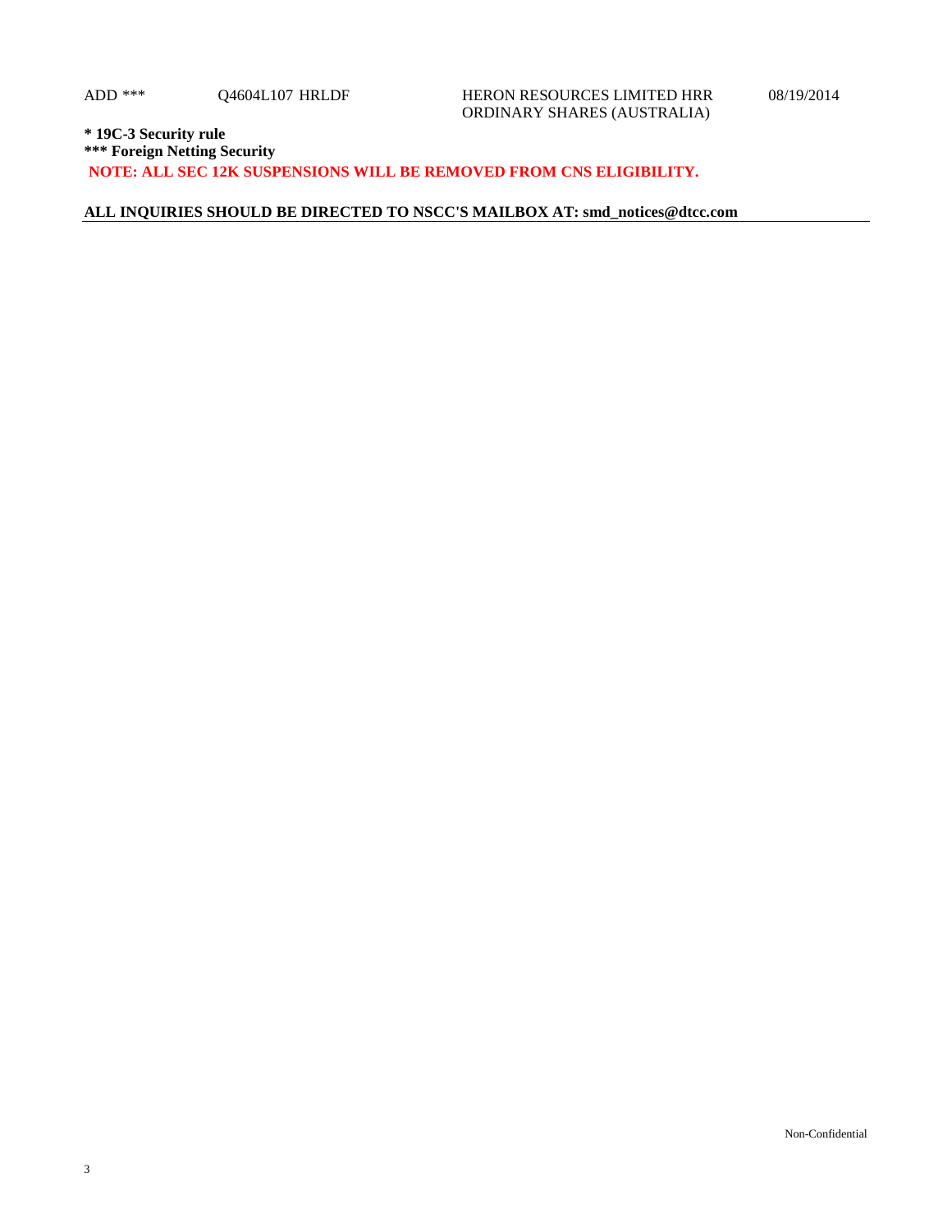| | | | |
|---|---|---|---|
| ADD *** | Q4604L107 HRLDF | HERON RESOURCES LIMITED HRR ORDINARY SHARES (AUSTRALIA) | 08/19/2014 |

**\* 19C-3 Security rule**

**\*\*\* Foreign Netting Security**

**NOTE: ALL SEC 12K SUSPENSIONS WILL BE REMOVED FROM CNS ELIGIBILITY.**

**ALL INQUIRIES SHOULD BE DIRECTED TO NSCC'S MAILBOX AT: smd_notices@dtcc.com**

Non-Confidential